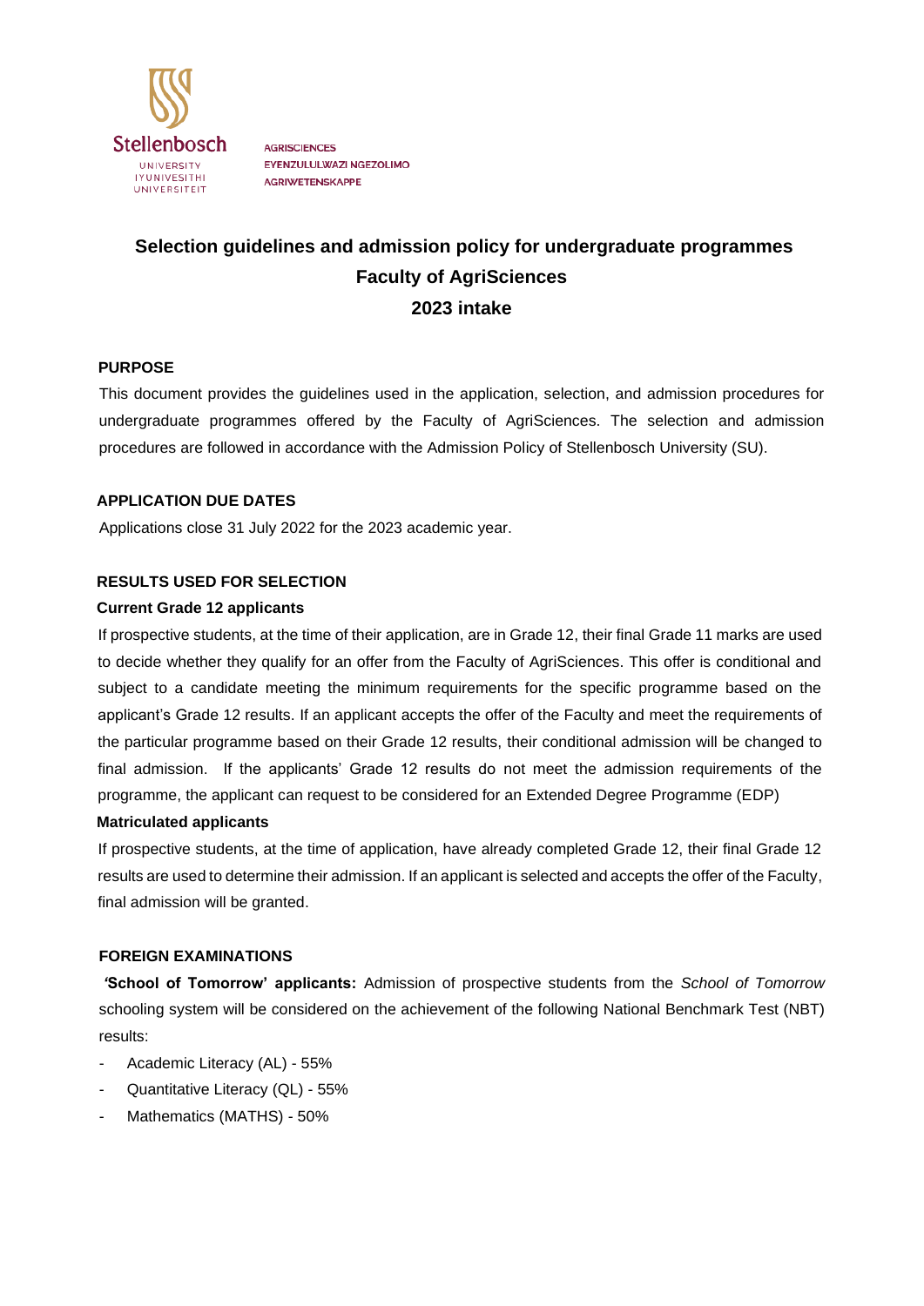Stellenbosch UNIVERSITY IYUNIVESITHI UNIVERSITEIT

AGRISCIENCES
EYENZULULWAZI NGEZOLIMO
AGRIWETENSKAPPE

# Selection guidelines and admission policy for undergraduate programmes Faculty of AgriSciences 2023 intake

## PURPOSE

This document provides the guidelines used in the application, selection, and admission procedures for undergraduate programmes offered by the Faculty of AgriSciences. The selection and admission procedures are followed in accordance with the Admission Policy of Stellenbosch University (SU).

## APPLICATION DUE DATES

Applications close 31 July 2022 for the 2023 academic year.

## RESULTS USED FOR SELECTION

### Current Grade 12 applicants

If prospective students, at the time of their application, are in Grade 12, their final Grade 11 marks are used to decide whether they qualify for an offer from the Faculty of AgriSciences. This offer is conditional and subject to a candidate meeting the minimum requirements for the specific programme based on the applicant's Grade 12 results. If an applicant accepts the offer of the Faculty and meet the requirements of the particular programme based on their Grade 12 results, their conditional admission will be changed to final admission. If the applicants' Grade 12 results do not meet the admission requirements of the programme, the applicant can request to be considered for an Extended Degree Programme (EDP)

### Matriculated applicants

If prospective students, at the time of application, have already completed Grade 12, their final Grade 12 results are used to determine their admission. If an applicant is selected and accepts the offer of the Faculty, final admission will be granted.

## FOREIGN EXAMINATIONS

**'School of Tomorrow' applicants:** Admission of prospective students from the *School of Tomorrow* schooling system will be considered on the achievement of the following National Benchmark Test (NBT) results:

- Academic Literacy (AL) - 55%
- Quantitative Literacy (QL) - 55%
- Mathematics (MATHS) - 50%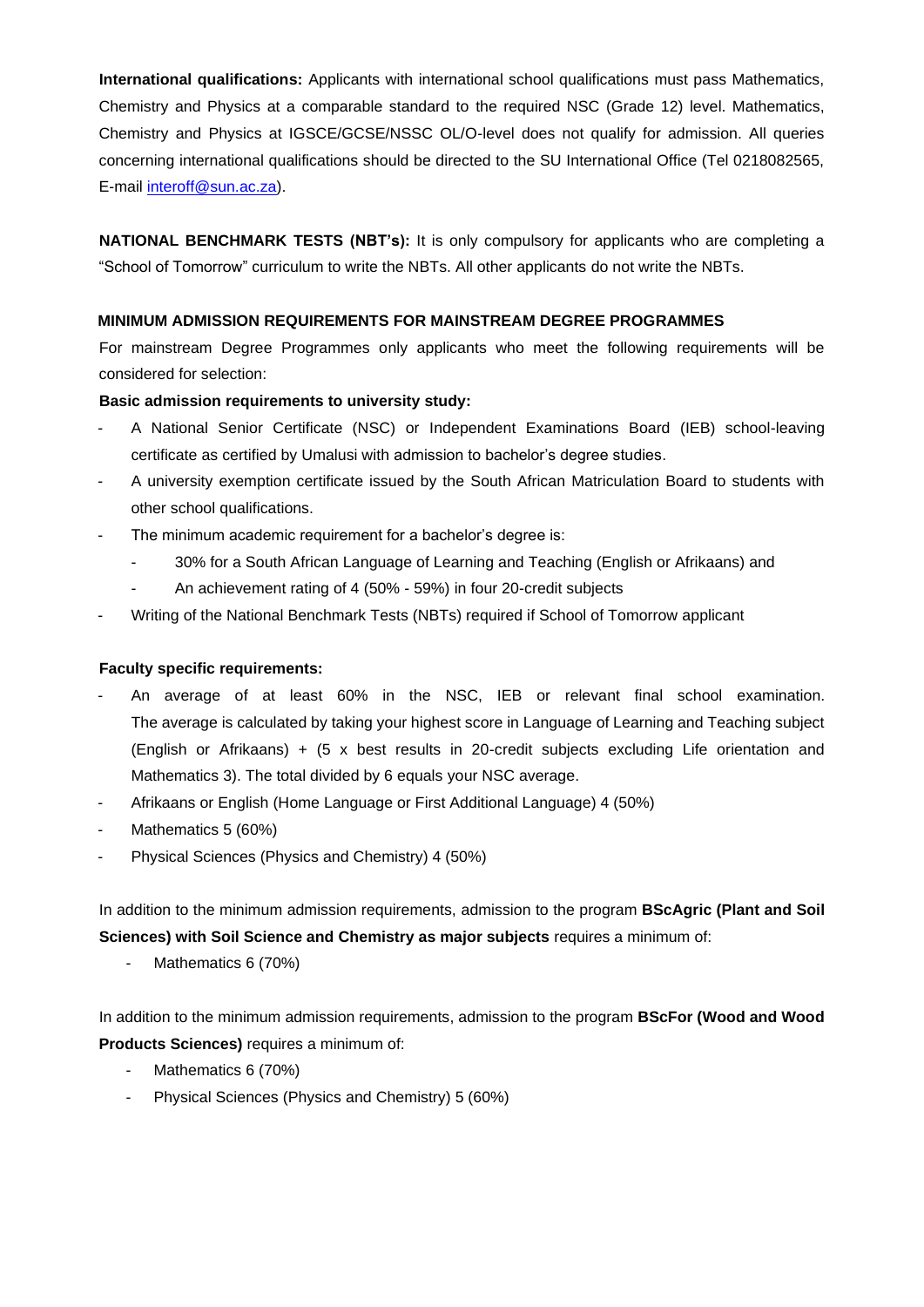**International qualifications:** Applicants with international school qualifications must pass Mathematics, Chemistry and Physics at a comparable standard to the required NSC (Grade 12) level. Mathematics, Chemistry and Physics at IGSCE/GCSE/NSSC OL/O-level does not qualify for admission. All queries concerning international qualifications should be directed to the SU International Office (Tel 0218082565, E-mail interoff@sun.ac.za).

**NATIONAL BENCHMARK TESTS (NBT's):** It is only compulsory for applicants who are completing a "School of Tomorrow" curriculum to write the NBTs. All other applicants do not write the NBTs.

**MINIMUM ADMISSION REQUIREMENTS FOR MAINSTREAM DEGREE PROGRAMMES**

For mainstream Degree Programmes only applicants who meet the following requirements will be considered for selection:

**Basic admission requirements to university study:**

- A National Senior Certificate (NSC) or Independent Examinations Board (IEB) school-leaving certificate as certified by Umalusi with admission to bachelor's degree studies.
- A university exemption certificate issued by the South African Matriculation Board to students with other school qualifications.
- The minimum academic requirement for a bachelor's degree is:
  - 30% for a South African Language of Learning and Teaching (English or Afrikaans) and
  - An achievement rating of 4 (50% - 59%) in four 20-credit subjects
- Writing of the National Benchmark Tests (NBTs) required if School of Tomorrow applicant

**Faculty specific requirements:**

- An average of at least 60% in the NSC, IEB or relevant final school examination. The average is calculated by taking your highest score in Language of Learning and Teaching subject (English or Afrikaans) + (5 x best results in 20-credit subjects excluding Life orientation and Mathematics 3). The total divided by 6 equals your NSC average.
- Afrikaans or English (Home Language or First Additional Language) 4 (50%)
- Mathematics 5 (60%)
- Physical Sciences (Physics and Chemistry) 4 (50%)

In addition to the minimum admission requirements, admission to the program **BScAgric (Plant and Soil Sciences) with Soil Science and Chemistry as major subjects** requires a minimum of:

- Mathematics 6 (70%)

In addition to the minimum admission requirements, admission to the program **BScFor (Wood and Wood Products Sciences)** requires a minimum of:

- Mathematics 6 (70%)
- Physical Sciences (Physics and Chemistry) 5 (60%)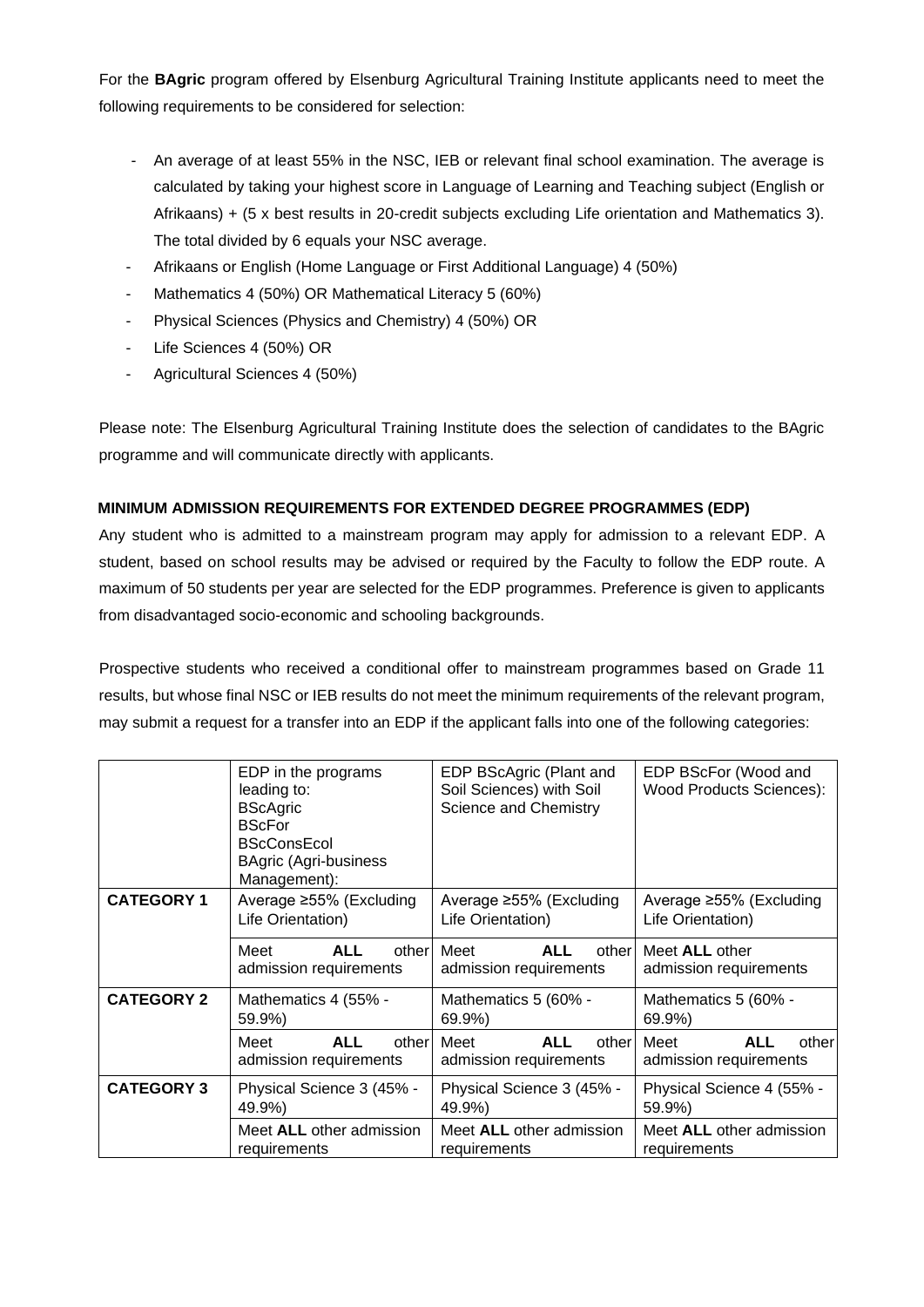For the **BAgric** program offered by Elsenburg Agricultural Training Institute applicants need to meet the following requirements to be considered for selection:

- An average of at least 55% in the NSC, IEB or relevant final school examination. The average is calculated by taking your highest score in Language of Learning and Teaching subject (English or Afrikaans) + (5 x best results in 20-credit subjects excluding Life orientation and Mathematics 3). The total divided by 6 equals your NSC average.
- Afrikaans or English (Home Language or First Additional Language) 4 (50%)
- Mathematics 4 (50%) OR Mathematical Literacy 5 (60%)
- Physical Sciences (Physics and Chemistry) 4 (50%) OR
- Life Sciences 4 (50%) OR
- Agricultural Sciences 4 (50%)

Please note: The Elsenburg Agricultural Training Institute does the selection of candidates to the BAgric programme and will communicate directly with applicants.

**MINIMUM ADMISSION REQUIREMENTS FOR EXTENDED DEGREE PROGRAMMES (EDP)**

Any student who is admitted to a mainstream program may apply for admission to a relevant EDP. A student, based on school results may be advised or required by the Faculty to follow the EDP route. A maximum of 50 students per year are selected for the EDP programmes. Preference is given to applicants from disadvantaged socio-economic and schooling backgrounds.

Prospective students who received a conditional offer to mainstream programmes based on Grade 11 results, but whose final NSC or IEB results do not meet the minimum requirements of the relevant program, may submit a request for a transfer into an EDP if the applicant falls into one of the following categories:

| | EDP in the programs leading to: BScAgric BScFor BScConsEcol BAgric (Agri-business Management): | EDP BScAgric (Plant and Soil Sciences) with Soil Science and Chemistry | EDP BScFor (Wood and Wood Products Sciences): |
|---|---|---|---|
| **CATEGORY 1** | Average ≥55% (Excluding Life Orientation) | Average ≥55% (Excluding Life Orientation) | Average ≥55% (Excluding Life Orientation) |
| | Meet **ALL** other admission requirements | Meet **ALL** other admission requirements | Meet **ALL** other admission requirements |
| **CATEGORY 2** | Mathematics 4 (55% - 59.9%) | Mathematics 5 (60% - 69.9%) | Mathematics 5 (60% - 69.9%) |
| | Meet **ALL** other admission requirements | Meet **ALL** other admission requirements | Meet **ALL** other admission requirements |
| **CATEGORY 3** | Physical Science 3 (45% - 49.9%) | Physical Science 3 (45% - 49.9%) | Physical Science 4 (55% - 59.9%) |
| | Meet **ALL** other admission requirements | Meet **ALL** other admission requirements | Meet **ALL** other admission requirements |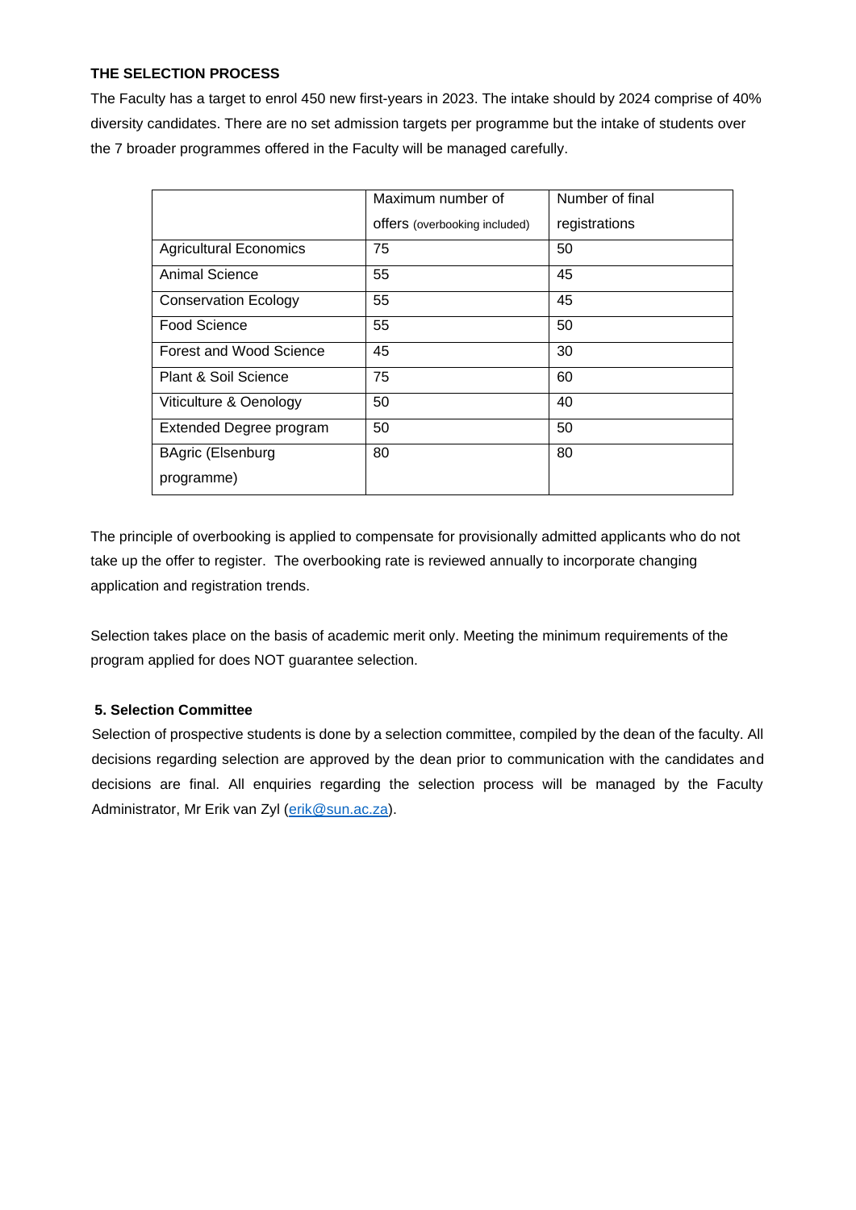**THE SELECTION PROCESS**

The Faculty has a target to enrol 450 new first-years in 2023. The intake should by 2024 comprise of 40% diversity candidates. There are no set admission targets per programme but the intake of students over the 7 broader programmes offered in the Faculty will be managed carefully.

| | Maximum number of offers (overbooking included) | Number of final registrations |
|---|---|---|
| Agricultural Economics | 75 | 50 |
| Animal Science | 55 | 45 |
| Conservation Ecology | 55 | 45 |
| Food Science | 55 | 50 |
| Forest and Wood Science | 45 | 30 |
| Plant & Soil Science | 75 | 60 |
| Viticulture & Oenology | 50 | 40 |
| Extended Degree program | 50 | 50 |
| BAgric (Elsenburg programme) | 80 | 80 |

The principle of overbooking is applied to compensate for provisionally admitted applicants who do not take up the offer to register. The overbooking rate is reviewed annually to incorporate changing application and registration trends.

Selection takes place on the basis of academic merit only. Meeting the minimum requirements of the program applied for does NOT guarantee selection.

**5. Selection Committee**

Selection of prospective students is done by a selection committee, compiled by the dean of the faculty. All decisions regarding selection are approved by the dean prior to communication with the candidates and decisions are final. All enquiries regarding the selection process will be managed by the Faculty Administrator, Mr Erik van Zyl (erik@sun.ac.za).